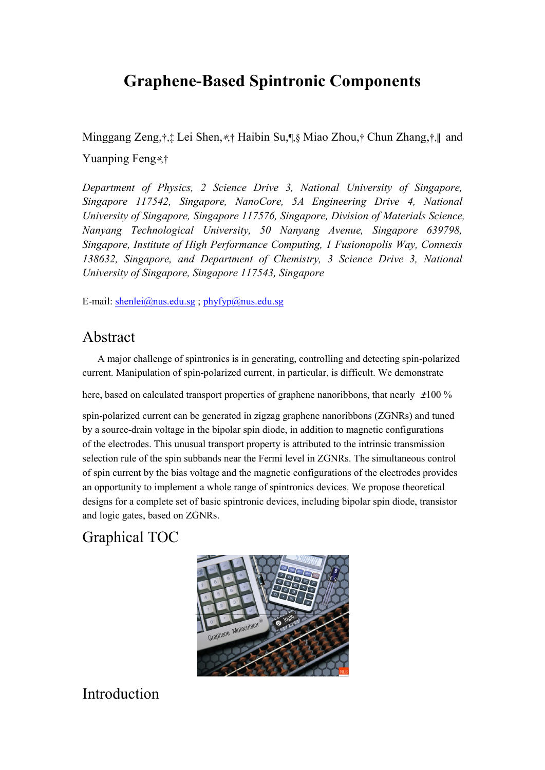# Graphene-Based Spintronic Components

Minggang Zeng,†,‡ Lei Shen,*,† Haibin Su,¶,§ Miao Zhou,† Chun Zhang,†,‖ and Yuanping Feng*,†

*Department of Physics, 2 Science Drive 3, National University of Singapore, Singapore 117542, Singapore, NanoCore, 5A Engineering Drive 4, National University of Singapore, Singapore 117576, Singapore, Division of Materials Science, Nanyang Technological University, 50 Nanyang Avenue, Singapore 639798, Singapore, Institute of High Performance Computing, 1 Fusionopolis Way, Connexis 138632, Singapore, and Department of Chemistry, 3 Science Drive 3, National University of Singapore, Singapore 117543, Singapore*

E-mail: shenlei@nus.edu.sg ; phyfyp@nus.edu.sg

## Abstract

A major challenge of spintronics is in generating, controlling and detecting spin-polarized current. Manipulation of spin-polarized current, in particular, is difficult. We demonstrate here, based on calculated transport properties of graphene nanoribbons, that nearly $\pm 100\,\%$ spin-polarized current can be generated in zigzag graphene nanoribbons (ZGNRs) and tuned by a source-drain voltage in the bipolar spin diode, in addition to magnetic configurations of the electrodes. This unusual transport property is attributed to the intrinsic transmission selection rule of the spin subbands near the Fermi level in ZGNRs. The simultaneous control of spin current by the bias voltage and the magnetic configurations of the electrodes provides an opportunity to implement a whole range of spintronics devices. We propose theoretical designs for a complete set of basic spintronic devices, including bipolar spin diode, transistor and logic gates, based on ZGNRs.

## Graphical TOC

## Introduction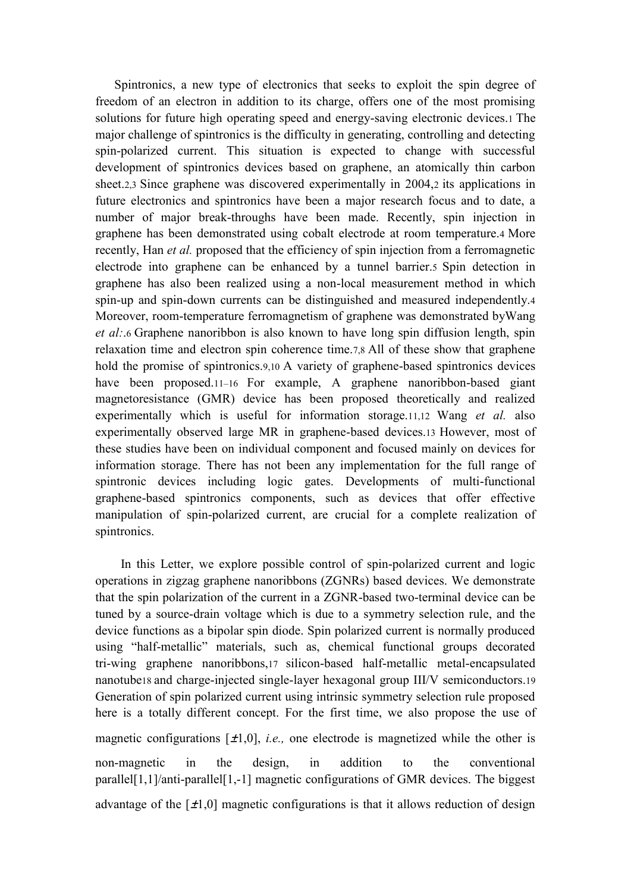Spintronics, a new type of electronics that seeks to exploit the spin degree of freedom of an electron in addition to its charge, offers one of the most promising solutions for future high operating speed and energy-saving electronic devices.[1] The major challenge of spintronics is the difficulty in generating, controlling and detecting spin-polarized current. This situation is expected to change with successful development of spintronics devices based on graphene, an atomically thin carbon sheet.[2,3] Since graphene was discovered experimentally in 2004,[2] its applications in future electronics and spintronics have been a major research focus and to date, a number of major break-throughs have been made. Recently, spin injection in graphene has been demonstrated using cobalt electrode at room temperature.[4] More recently, Han *et al.* proposed that the efficiency of spin injection from a ferromagnetic electrode into graphene can be enhanced by a tunnel barrier.[5] Spin detection in graphene has also been realized using a non-local measurement method in which spin-up and spin-down currents can be distinguished and measured independently.[4] Moreover, room-temperature ferromagnetism of graphene was demonstrated byWang *et al:*.[6] Graphene nanoribbon is also known to have long spin diffusion length, spin relaxation time and electron spin coherence time.[7,8] All of these show that graphene hold the promise of spintronics.[9,10] A variety of graphene-based spintronics devices have been proposed.[11–16] For example, A graphene nanoribbon-based giant magnetoresistance (GMR) device has been proposed theoretically and realized experimentally which is useful for information storage.[11,12] Wang *et al.* also experimentally observed large MR in graphene-based devices.[13] However, most of these studies have been on individual component and focused mainly on devices for information storage. There has not been any implementation for the full range of spintronic devices including logic gates. Developments of multi-functional graphene-based spintronics components, such as devices that offer effective manipulation of spin-polarized current, are crucial for a complete realization of spintronics.

In this Letter, we explore possible control of spin-polarized current and logic operations in zigzag graphene nanoribbons (ZGNRs) based devices. We demonstrate that the spin polarization of the current in a ZGNR-based two-terminal device can be tuned by a source-drain voltage which is due to a symmetry selection rule, and the device functions as a bipolar spin diode. Spin polarized current is normally produced using "half-metallic" materials, such as, chemical functional groups decorated tri-wing graphene nanoribbons,[17] silicon-based half-metallic metal-encapsulated nanotube[18] and charge-injected single-layer hexagonal group III/V semiconductors.[19] Generation of spin polarized current using intrinsic symmetry selection rule proposed here is a totally different concept. For the first time, we also propose the use of magnetic configurations [$\pm$1,0], *i.e.,* one electrode is magnetized while the other is non-magnetic in the design, in addition to the conventional parallel[1,1]/anti-parallel[1,-1] magnetic configurations of GMR devices. The biggest advantage of the [$\pm$1,0] magnetic configurations is that it allows reduction of design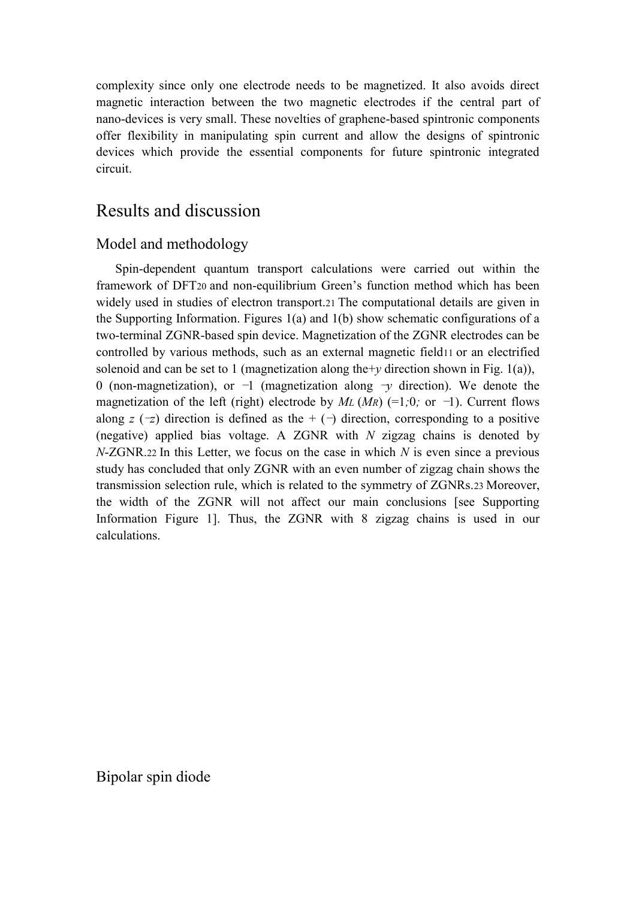complexity since only one electrode needs to be magnetized. It also avoids direct magnetic interaction between the two magnetic electrodes if the central part of nano-devices is very small. These novelties of graphene-based spintronic components offer flexibility in manipulating spin current and allow the designs of spintronic devices which provide the essential components for future spintronic integrated circuit.

# Results and discussion

## Model and methodology

Spin-dependent quantum transport calculations were carried out within the framework of DFT[20] and non-equilibrium Green's function method which has been widely used in studies of electron transport.[21] The computational details are given in the Supporting Information. Figures 1(a) and 1(b) show schematic configurations of a two-terminal ZGNR-based spin device. Magnetization of the ZGNR electrodes can be controlled by various methods, such as an external magnetic field[11] or an electrified solenoid and can be set to 1 (magnetization along the $+y$ direction shown in Fig. 1(a)), 0 (non-magnetization), or −1 (magnetization along $-y$ direction). We denote the magnetization of the left (right) electrode by $M_L$ ($M_R$) (=1; 0; or −1). Current flows along $z$ ($-z$) direction is defined as the + (−) direction, corresponding to a positive (negative) applied bias voltage. A ZGNR with $N$ zigzag chains is denoted by $N$-ZGNR.[22] In this Letter, we focus on the case in which $N$ is even since a previous study has concluded that only ZGNR with an even number of zigzag chain shows the transmission selection rule, which is related to the symmetry of ZGNRs.[23] Moreover, the width of the ZGNR will not affect our main conclusions [see Supporting Information Figure 1]. Thus, the ZGNR with 8 zigzag chains is used in our calculations.

## Bipolar spin diode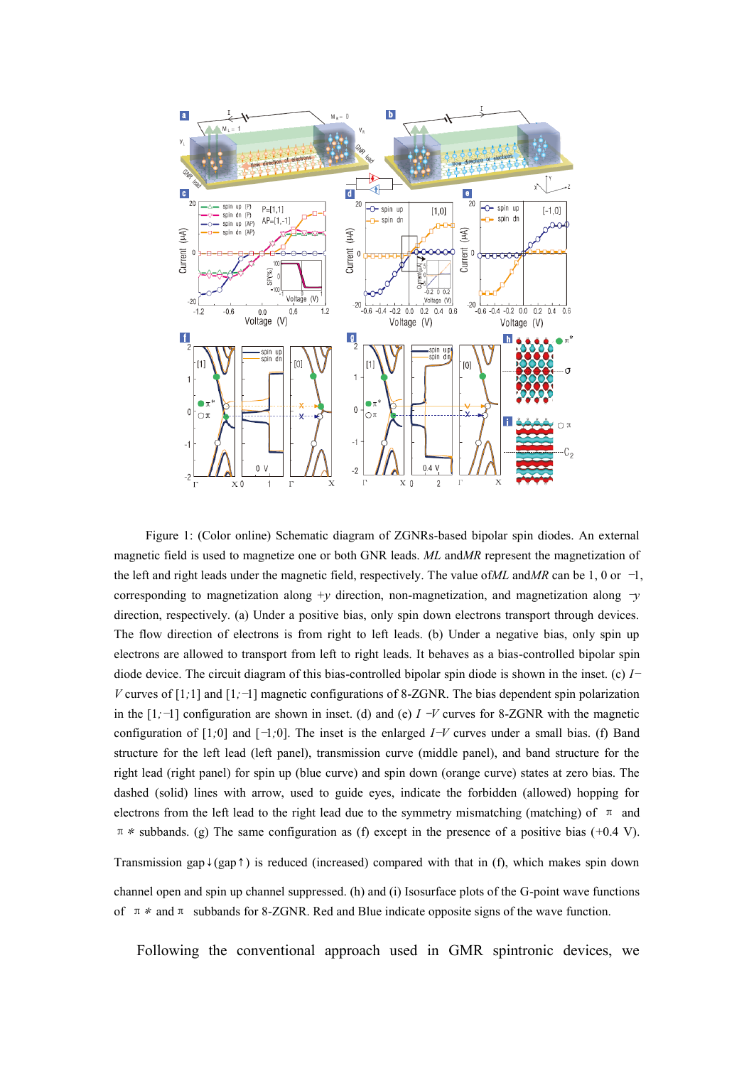a

I

$M_L = 1$

$M_R = 0$

$V_L$

$V_R$

GNR lead

GNR lead

flow direction of electrons

b

I

flow direction of electrons

Y

X

Z

c

spin up (P)

spin dn (P)

spin up (AP)

spin dn (AP)

P=[1,1]

AP=[1,-1]

Current (μA)

SP(%)

Voltage (V)

Voltage (V)

-1.2 -0.6 0.0 0.6 1.2

d

spin up

spin dn

[1,0]

Current (μA)

Voltage (V)

-0.6 -0.4 -0.2 0.0 0.2 0.4 0.6

e

spin up

spin dn

[-1,0]

Current (μA)

Voltage (V)

-0.6 -0.4 -0.2 0.0 0.2 0.4 0.6

f

[1]

spin up

spin dn

[0]

π*

π

0 V

Γ X 0 1 Γ X

g

[1]

spin up

spin dn

[0]

π*

π

0.4 V

Γ X 0 2 Γ X

h

π*

σ

i

π

$C_2$

Figure 1: (Color online) Schematic diagram of ZGNRs-based bipolar spin diodes. An external magnetic field is used to magnetize one or both GNR leads. *ML* and*MR* represent the magnetization of the left and right leads under the magnetic field, respectively. The value of*ML* and*MR* can be 1, 0 or −1, corresponding to magnetization along +*y* direction, non-magnetization, and magnetization along −*y* direction, respectively. (a) Under a positive bias, only spin down electrons transport through devices. The flow direction of electrons is from right to left leads. (b) Under a negative bias, only spin up electrons are allowed to transport from left to right leads. It behaves as a bias-controlled bipolar spin diode device. The circuit diagram of this bias-controlled bipolar spin diode is shown in the inset. (c) *I*−*V* curves of [1;1] and [1;−1] magnetic configurations of 8-ZGNR. The bias dependent spin polarization in the [1;−1] configuration are shown in inset. (d) and (e) *I* −*V* curves for 8-ZGNR with the magnetic configuration of [1;0] and [−1;0]. The inset is the enlarged *I*−*V* curves under a small bias. (f) Band structure for the left lead (left panel), transmission curve (middle panel), and band structure for the right lead (right panel) for spin up (blue curve) and spin down (orange curve) states at zero bias. The dashed (solid) lines with arrow, used to guide eyes, indicate the forbidden (allowed) hopping for electrons from the left lead to the right lead due to the symmetry mismatching (matching) of π and π∗ subbands. (g) The same configuration as (f) except in the presence of a positive bias (+0.4 V). Transmission gap↓(gap↑) is reduced (increased) compared with that in (f), which makes spin down channel open and spin up channel suppressed. (h) and (i) Isosurface plots of the G-point wave functions of π∗ and π subbands for 8-ZGNR. Red and Blue indicate opposite signs of the wave function.

Following the conventional approach used in GMR spintronic devices, we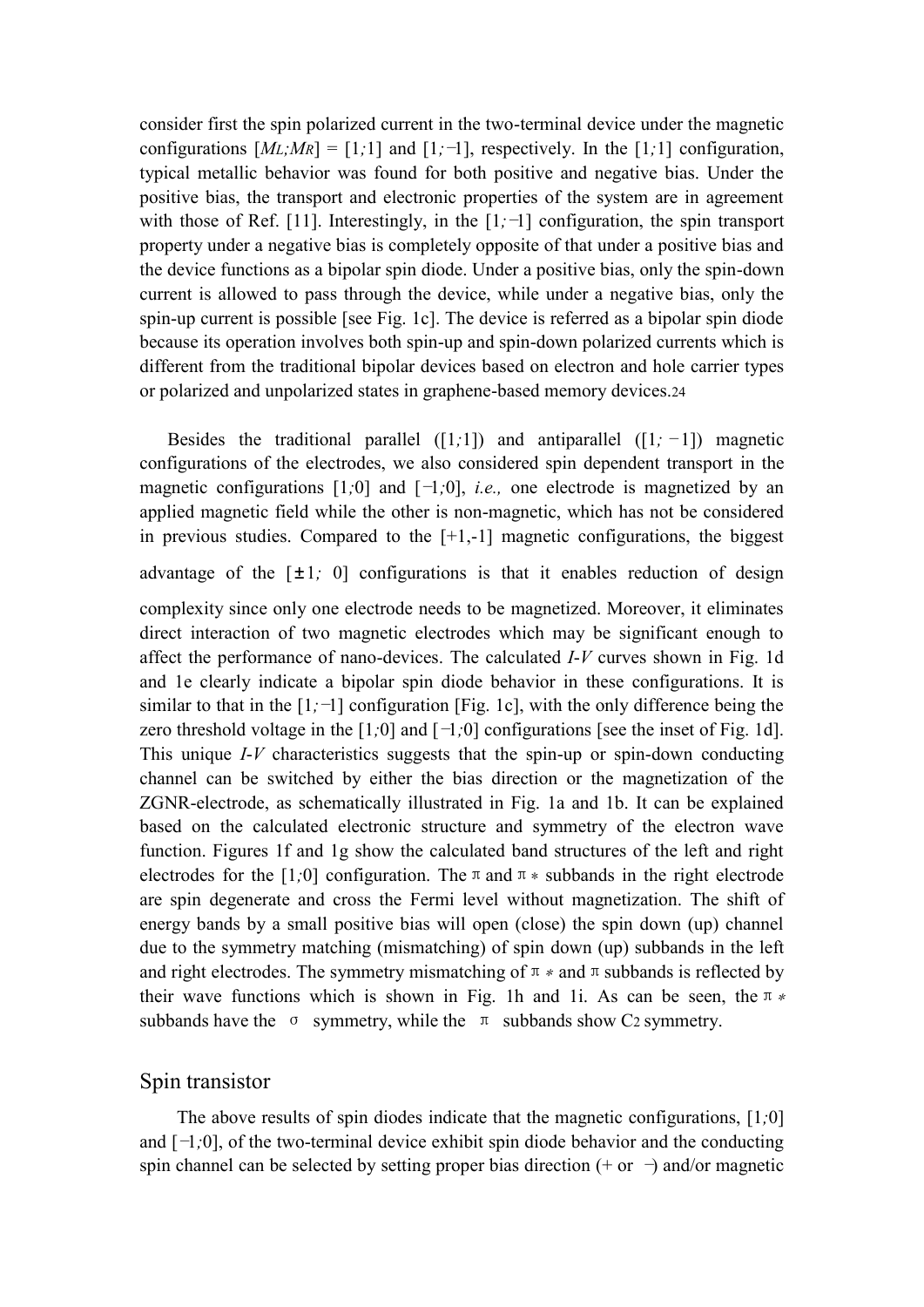consider first the spin polarized current in the two-terminal device under the magnetic configurations $[M_L;M_R]$ = [1;1] and [1;−1], respectively. In the [1;1] configuration, typical metallic behavior was found for both positive and negative bias. Under the positive bias, the transport and electronic properties of the system are in agreement with those of Ref. [11]. Interestingly, in the [1;−1] configuration, the spin transport property under a negative bias is completely opposite of that under a positive bias and the device functions as a bipolar spin diode. Under a positive bias, only the spin-down current is allowed to pass through the device, while under a negative bias, only the spin-up current is possible [see Fig. 1c]. The device is referred as a bipolar spin diode because its operation involves both spin-up and spin-down polarized currents which is different from the traditional bipolar devices based on electron and hole carrier types or polarized and unpolarized states in graphene-based memory devices.[24]

Besides the traditional parallel ([1;1]) and antiparallel ([1; −1]) magnetic configurations of the electrodes, we also considered spin dependent transport in the magnetic configurations [1;0] and [−1;0], *i.e.,* one electrode is magnetized by an applied magnetic field while the other is non-magnetic, which has not be considered in previous studies. Compared to the [+1,-1] magnetic configurations, the biggest advantage of the [±1; 0] configurations is that it enables reduction of design complexity since only one electrode needs to be magnetized. Moreover, it eliminates direct interaction of two magnetic electrodes which may be significant enough to affect the performance of nano-devices. The calculated *I-V* curves shown in Fig. 1d and 1e clearly indicate a bipolar spin diode behavior in these configurations. It is similar to that in the [1;−1] configuration [Fig. 1c], with the only difference being the zero threshold voltage in the [1;0] and [−1;0] configurations [see the inset of Fig. 1d]. This unique *I-V* characteristics suggests that the spin-up or spin-down conducting channel can be switched by either the bias direction or the magnetization of the ZGNR-electrode, as schematically illustrated in Fig. 1a and 1b. It can be explained based on the calculated electronic structure and symmetry of the electron wave function. Figures 1f and 1g show the calculated band structures of the left and right electrodes for the [1;0] configuration. The $\pi$ and $\pi*$ subbands in the right electrode are spin degenerate and cross the Fermi level without magnetization. The shift of energy bands by a small positive bias will open (close) the spin down (up) channel due to the symmetry matching (mismatching) of spin down (up) subbands in the left and right electrodes. The symmetry mismatching of $\pi*$ and $\pi$ subbands is reflected by their wave functions which is shown in Fig. 1h and 1i. As can be seen, the $\pi*$ subbands have the $\sigma$ symmetry, while the $\pi$ subbands show $C_2$ symmetry.

## Spin transistor

The above results of spin diodes indicate that the magnetic configurations, [1;0] and [−1;0], of the two-terminal device exhibit spin diode behavior and the conducting spin channel can be selected by setting proper bias direction (+ or −) and/or magnetic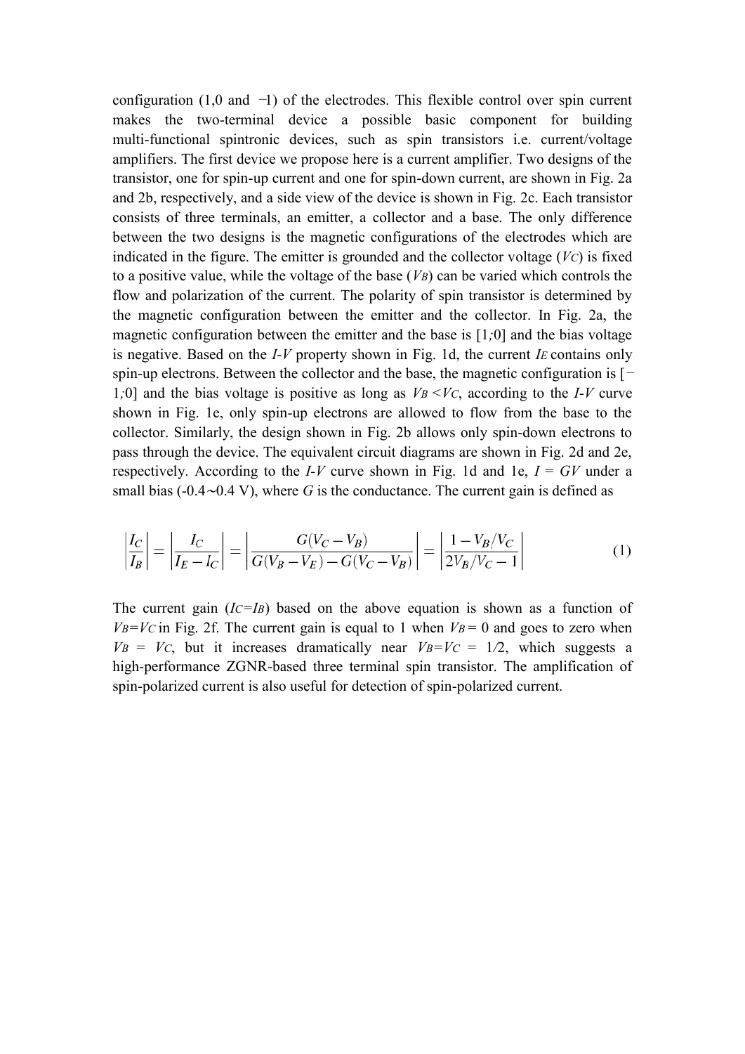configuration (1,0 and −1) of the electrodes. This flexible control over spin current makes the two-terminal device a possible basic component for building multi-functional spintronic devices, such as spin transistors i.e. current/voltage amplifiers. The first device we propose here is a current amplifier. Two designs of the transistor, one for spin-up current and one for spin-down current, are shown in Fig. 2a and 2b, respectively, and a side view of the device is shown in Fig. 2c. Each transistor consists of three terminals, an emitter, a collector and a base. The only difference between the two designs is the magnetic configurations of the electrodes which are indicated in the figure. The emitter is grounded and the collector voltage ($V_C$) is fixed to a positive value, while the voltage of the base ($V_B$) can be varied which controls the flow and polarization of the current. The polarity of spin transistor is determined by the magnetic configuration between the emitter and the collector. In Fig. 2a, the magnetic configuration between the emitter and the base is [1;0] and the bias voltage is negative. Based on the *I-V* property shown in Fig. 1d, the current $I_E$ contains only spin-up electrons. Between the collector and the base, the magnetic configuration is [−1;0] and the bias voltage is positive as long as $V_B < V_C$, according to the *I-V* curve shown in Fig. 1e, only spin-up electrons are allowed to flow from the base to the collector. Similarly, the design shown in Fig. 2b allows only spin-down electrons to pass through the device. The equivalent circuit diagrams are shown in Fig. 2d and 2e, respectively. According to the *I-V* curve shown in Fig. 1d and 1e, $I = GV$ under a small bias (-0.4∼0.4 V), where $G$ is the conductance. The current gain is defined as

$$\left|\frac{I_C}{I_B}\right| = \left|\frac{I_C}{I_E - I_C}\right| = \left|\frac{G(V_C - V_B)}{G(V_B - V_E) - G(V_C - V_B)}\right| = \left|\frac{1 - V_B/V_C}{2V_B/V_C - 1}\right| \tag{1}$$

The current gain ($I_C = I_B$) based on the above equation is shown as a function of $V_B = V_C$ in Fig. 2f. The current gain is equal to 1 when $V_B = 0$ and goes to zero when $V_B = V_C$, but it increases dramatically near $V_B = V_C = 1/2$, which suggests a high-performance ZGNR-based three terminal spin transistor. The amplification of spin-polarized current is also useful for detection of spin-polarized current.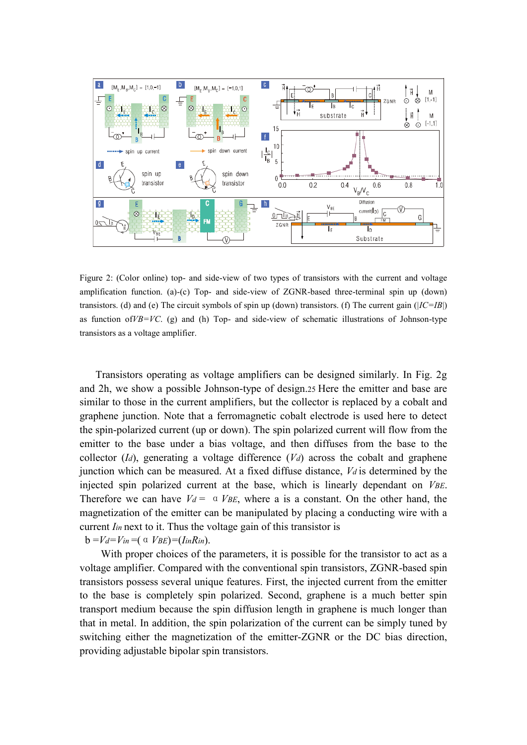Figure 2: (Color online) top- and side-view of two types of transistors with the current and voltage amplification function. (a)-(c) Top- and side-view of ZGNR-based three-terminal spin up (down) transistors. (d) and (e) The circuit symbols of spin up (down) transistors. (f) The current gain ($|IC=IB|$) as function of$VB=VC$. (g) and (h) Top- and side-view of schematic illustrations of Johnson-type transistors as a voltage amplifier.

Transistors operating as voltage amplifiers can be designed similarly. In Fig. 2g and 2h, we show a possible Johnson-type of design.[25] Here the emitter and base are similar to those in the current amplifiers, but the collector is replaced by a cobalt and graphene junction. Note that a ferromagnetic cobalt electrode is used here to detect the spin-polarized current (up or down). The spin polarized current will flow from the emitter to the base under a bias voltage, and then diffuses from the base to the collector ($I_d$), generating a voltage difference ($V_d$) across the cobalt and graphene junction which can be measured. At a fixed diffuse distance, $V_d$ is determined by the injected spin polarized current at the base, which is linearly dependant on $V_{BE}$. Therefore we can have $V_d = \alpha V_{BE}$, where a is a constant. On the other hand, the magnetization of the emitter can be manipulated by placing a conducting wire with a current $I_{in}$ next to it. Thus the voltage gain of this transistor is

b $=V_d=V_{in}=(\alpha V_{BE})=(I_{in}R_{in})$.

With proper choices of the parameters, it is possible for the transistor to act as a voltage amplifier. Compared with the conventional spin transistors, ZGNR-based spin transistors possess several unique features. First, the injected current from the emitter to the base is completely spin polarized. Second, graphene is a much better spin transport medium because the spin diffusion length in graphene is much longer than that in metal. In addition, the spin polarization of the current can be simply tuned by switching either the magnetization of the emitter-ZGNR or the DC bias direction, providing adjustable bipolar spin transistors.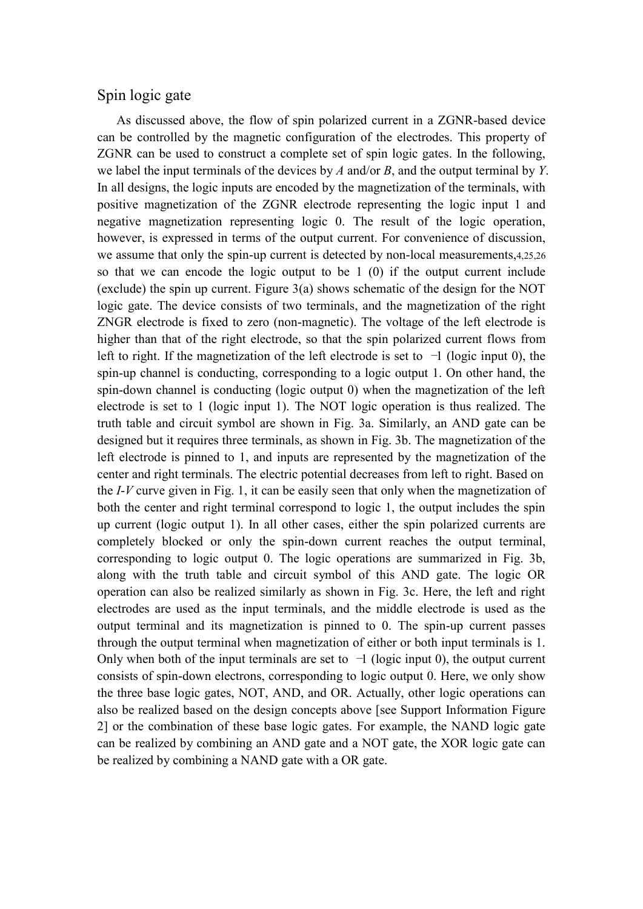## Spin logic gate

As discussed above, the flow of spin polarized current in a ZGNR-based device can be controlled by the magnetic configuration of the electrodes. This property of ZGNR can be used to construct a complete set of spin logic gates. In the following, we label the input terminals of the devices by *A* and/or *B*, and the output terminal by *Y*. In all designs, the logic inputs are encoded by the magnetization of the terminals, with positive magnetization of the ZGNR electrode representing the logic input 1 and negative magnetization representing logic 0. The result of the logic operation, however, is expressed in terms of the output current. For convenience of discussion, we assume that only the spin-up current is detected by non-local measurements,[4,25,26] so that we can encode the logic output to be 1 (0) if the output current include (exclude) the spin up current. Figure 3(a) shows schematic of the design for the NOT logic gate. The device consists of two terminals, and the magnetization of the right ZNGR electrode is fixed to zero (non-magnetic). The voltage of the left electrode is higher than that of the right electrode, so that the spin polarized current flows from left to right. If the magnetization of the left electrode is set to −1 (logic input 0), the spin-up channel is conducting, corresponding to a logic output 1. On other hand, the spin-down channel is conducting (logic output 0) when the magnetization of the left electrode is set to 1 (logic input 1). The NOT logic operation is thus realized. The truth table and circuit symbol are shown in Fig. 3a. Similarly, an AND gate can be designed but it requires three terminals, as shown in Fig. 3b. The magnetization of the left electrode is pinned to 1, and inputs are represented by the magnetization of the center and right terminals. The electric potential decreases from left to right. Based on the *I-V* curve given in Fig. 1, it can be easily seen that only when the magnetization of both the center and right terminal correspond to logic 1, the output includes the spin up current (logic output 1). In all other cases, either the spin polarized currents are completely blocked or only the spin-down current reaches the output terminal, corresponding to logic output 0. The logic operations are summarized in Fig. 3b, along with the truth table and circuit symbol of this AND gate. The logic OR operation can also be realized similarly as shown in Fig. 3c. Here, the left and right electrodes are used as the input terminals, and the middle electrode is used as the output terminal and its magnetization is pinned to 0. The spin-up current passes through the output terminal when magnetization of either or both input terminals is 1. Only when both of the input terminals are set to −1 (logic input 0), the output current consists of spin-down electrons, corresponding to logic output 0. Here, we only show the three base logic gates, NOT, AND, and OR. Actually, other logic operations can also be realized based on the design concepts above [see Support Information Figure 2] or the combination of these base logic gates. For example, the NAND logic gate can be realized by combining an AND gate and a NOT gate, the XOR logic gate can be realized by combining a NAND gate with a OR gate.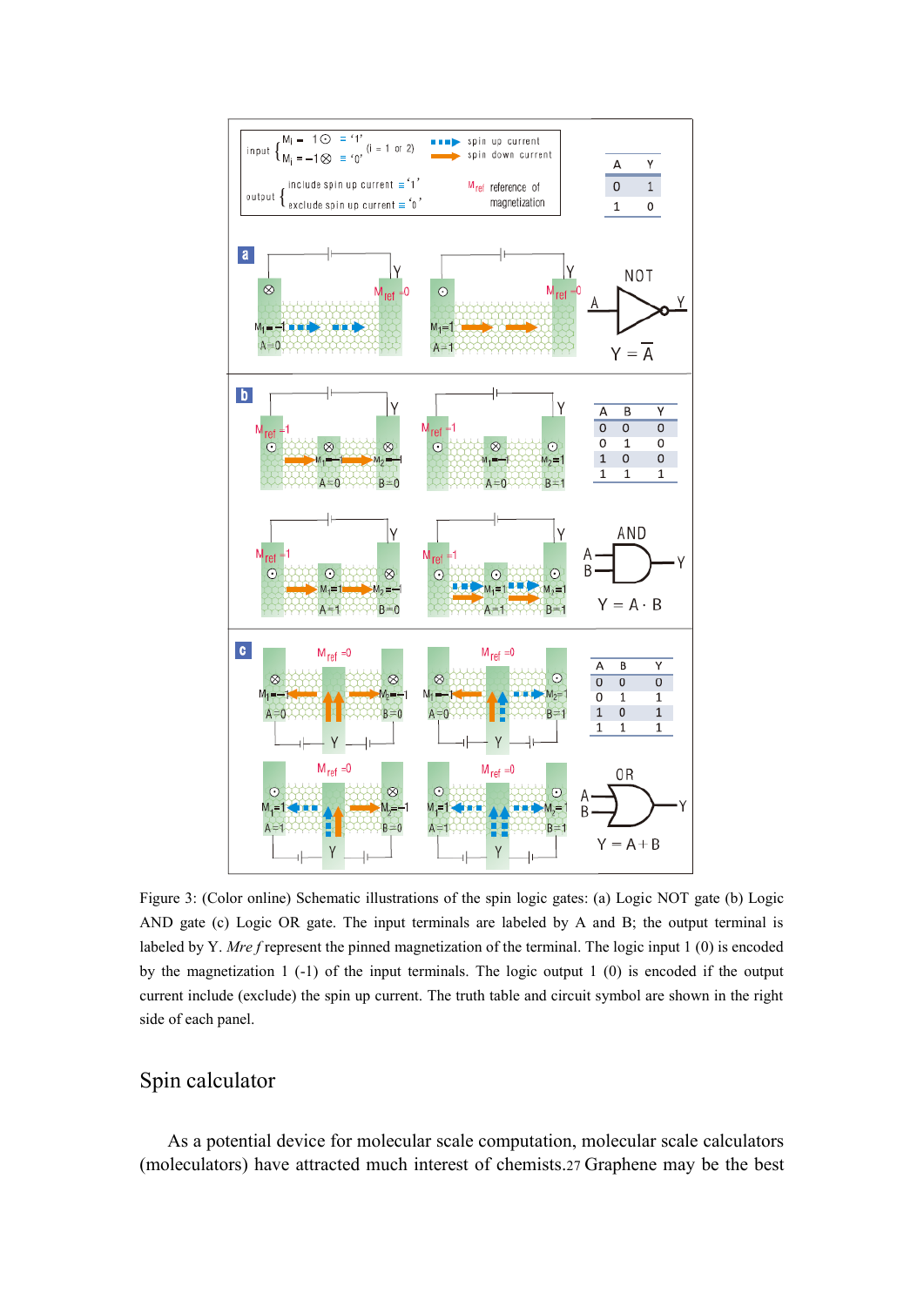Figure 3: (Color online) Schematic illustrations of the spin logic gates: (a) Logic NOT gate (b) Logic AND gate (c) Logic OR gate. The input terminals are labeled by A and B; the output terminal is labeled by Y. *Mref* represent the pinned magnetization of the terminal. The logic input 1 (0) is encoded by the magnetization 1 (-1) of the input terminals. The logic output 1 (0) is encoded if the output current include (exclude) the spin up current. The truth table and circuit symbol are shown in the right side of each panel.

## Spin calculator

As a potential device for molecular scale computation, molecular scale calculators (moleculators) have attracted much interest of chemists.[27] Graphene may be the best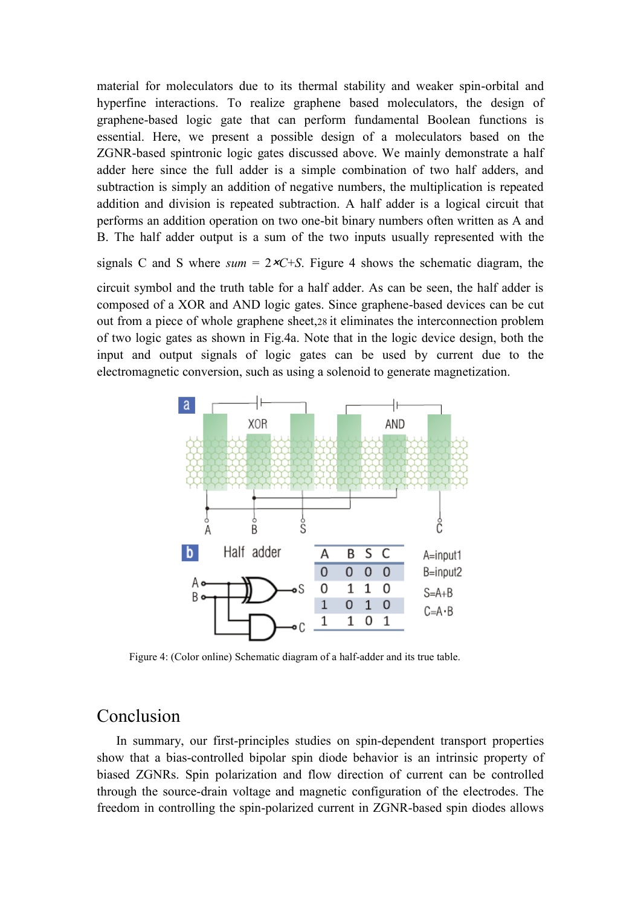material for moleculators due to its thermal stability and weaker spin-orbital and hyperfine interactions. To realize graphene based moleculators, the design of graphene-based logic gate that can perform fundamental Boolean functions is essential. Here, we present a possible design of a moleculators based on the ZGNR-based spintronic logic gates discussed above. We mainly demonstrate a half adder here since the full adder is a simple combination of two half adders, and subtraction is simply an addition of negative numbers, the multiplication is repeated addition and division is repeated subtraction. A half adder is a logical circuit that performs an addition operation on two one-bit binary numbers often written as A and B. The half adder output is a sum of the two inputs usually represented with the signals C and S where $sum = 2\times C+S$. Figure 4 shows the schematic diagram, the circuit symbol and the truth table for a half adder. As can be seen, the half adder is composed of a XOR and AND logic gates. Since graphene-based devices can be cut out from a piece of whole graphene sheet,[28] it eliminates the interconnection problem of two logic gates as shown in Fig.4a. Note that in the logic device design, both the input and output signals of logic gates can be used by current due to the electromagnetic conversion, such as using a solenoid to generate magnetization.

a

XOR

AND

A B S C

b Half adder

A

B

S

C

| A | B | S | C |
|---|---|---|---|
| 0 | 0 | 0 | 0 |
| 0 | 1 | 1 | 0 |
| 1 | 0 | 1 | 0 |
| 1 | 1 | 0 | 1 |

A=input1

B=input2

S=A+B

C=A·B

Figure 4: (Color online) Schematic diagram of a half-adder and its true table.

## Conclusion

In summary, our first-principles studies on spin-dependent transport properties show that a bias-controlled bipolar spin diode behavior is an intrinsic property of biased ZGNRs. Spin polarization and flow direction of current can be controlled through the source-drain voltage and magnetic configuration of the electrodes. The freedom in controlling the spin-polarized current in ZGNR-based spin diodes allows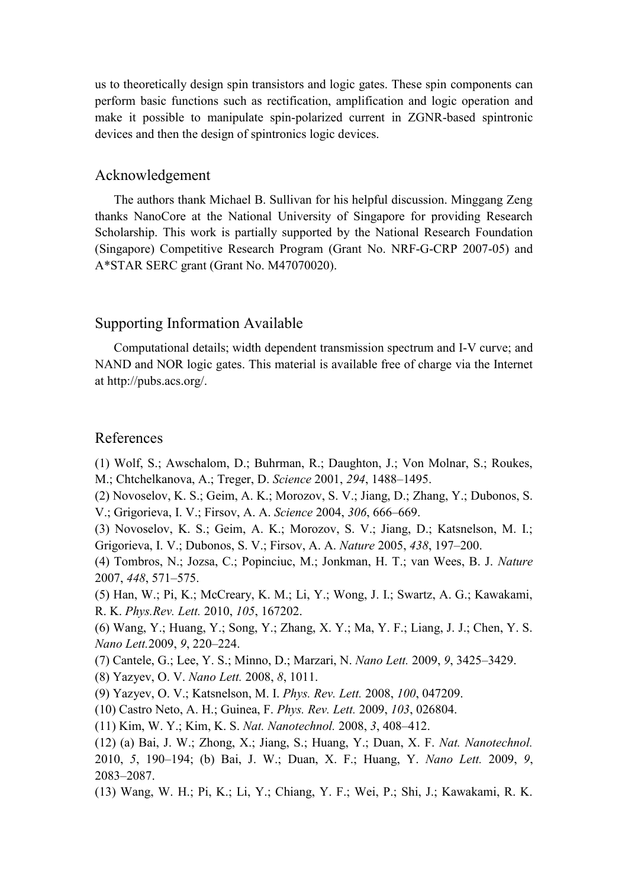us to theoretically design spin transistors and logic gates. These spin components can perform basic functions such as rectification, amplification and logic operation and make it possible to manipulate spin-polarized current in ZGNR-based spintronic devices and then the design of spintronics logic devices.

## Acknowledgement

The authors thank Michael B. Sullivan for his helpful discussion. Minggang Zeng thanks NanoCore at the National University of Singapore for providing Research Scholarship. This work is partially supported by the National Research Foundation (Singapore) Competitive Research Program (Grant No. NRF-G-CRP 2007-05) and A*STAR SERC grant (Grant No. M47070020).

## Supporting Information Available

Computational details; width dependent transmission spectrum and I-V curve; and NAND and NOR logic gates. This material is available free of charge via the Internet at http://pubs.acs.org/.

## References

(1) Wolf, S.; Awschalom, D.; Buhrman, R.; Daughton, J.; Von Molnar, S.; Roukes, M.; Chtchelkanova, A.; Treger, D. *Science* 2001, *294*, 1488–1495.

(2) Novoselov, K. S.; Geim, A. K.; Morozov, S. V.; Jiang, D.; Zhang, Y.; Dubonos, S. V.; Grigorieva, I. V.; Firsov, A. A. *Science* 2004, *306*, 666–669.

(3) Novoselov, K. S.; Geim, A. K.; Morozov, S. V.; Jiang, D.; Katsnelson, M. I.; Grigorieva, I. V.; Dubonos, S. V.; Firsov, A. A. *Nature* 2005, *438*, 197–200.

(4) Tombros, N.; Jozsa, C.; Popinciuc, M.; Jonkman, H. T.; van Wees, B. J. *Nature* 2007, *448*, 571–575.

(5) Han, W.; Pi, K.; McCreary, K. M.; Li, Y.; Wong, J. I.; Swartz, A. G.; Kawakami, R. K. *Phys.Rev. Lett.* 2010, *105*, 167202.

(6) Wang, Y.; Huang, Y.; Song, Y.; Zhang, X. Y.; Ma, Y. F.; Liang, J. J.; Chen, Y. S. *Nano Lett.*2009, *9*, 220–224.

(7) Cantele, G.; Lee, Y. S.; Minno, D.; Marzari, N. *Nano Lett.* 2009, *9*, 3425–3429.

(8) Yazyev, O. V. *Nano Lett.* 2008, *8*, 1011.

(9) Yazyev, O. V.; Katsnelson, M. I. *Phys. Rev. Lett.* 2008, *100*, 047209.

(10) Castro Neto, A. H.; Guinea, F. *Phys. Rev. Lett.* 2009, *103*, 026804.

(11) Kim, W. Y.; Kim, K. S. *Nat. Nanotechnol.* 2008, *3*, 408–412.

(12) (a) Bai, J. W.; Zhong, X.; Jiang, S.; Huang, Y.; Duan, X. F. *Nat. Nanotechnol.* 2010, *5*, 190–194; (b) Bai, J. W.; Duan, X. F.; Huang, Y. *Nano Lett.* 2009, *9*, 2083–2087.

(13) Wang, W. H.; Pi, K.; Li, Y.; Chiang, Y. F.; Wei, P.; Shi, J.; Kawakami, R. K.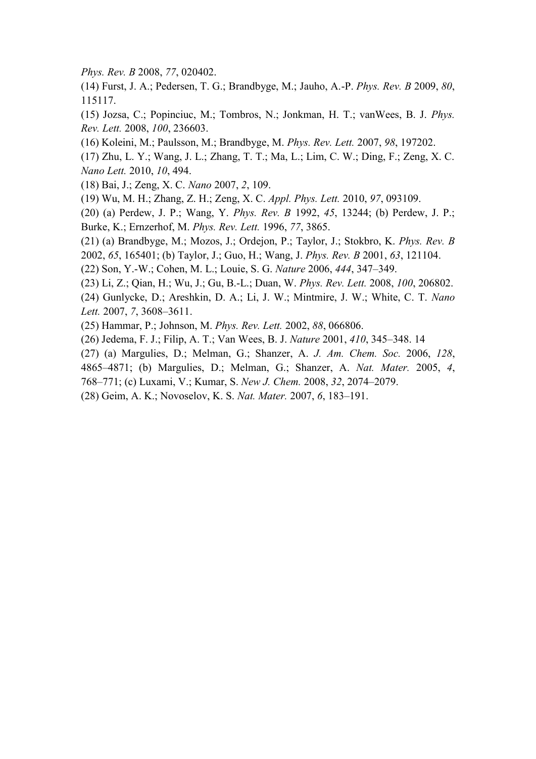*Phys. Rev. B* 2008, *77*, 020402.

(14) Furst, J. A.; Pedersen, T. G.; Brandbyge, M.; Jauho, A.-P. *Phys. Rev. B* 2009, *80*, 115117.

(15) Jozsa, C.; Popinciuc, M.; Tombros, N.; Jonkman, H. T.; vanWees, B. J. *Phys. Rev. Lett.* 2008, *100*, 236603.

(16) Koleini, M.; Paulsson, M.; Brandbyge, M. *Phys. Rev. Lett.* 2007, *98*, 197202.

(17) Zhu, L. Y.; Wang, J. L.; Zhang, T. T.; Ma, L.; Lim, C. W.; Ding, F.; Zeng, X. C. *Nano Lett.* 2010, *10*, 494.

(18) Bai, J.; Zeng, X. C. *Nano* 2007, *2*, 109.

(19) Wu, M. H.; Zhang, Z. H.; Zeng, X. C. *Appl. Phys. Lett.* 2010, *97*, 093109.

(20) (a) Perdew, J. P.; Wang, Y. *Phys. Rev. B* 1992, *45*, 13244; (b) Perdew, J. P.; Burke, K.; Ernzerhof, M. *Phys. Rev. Lett.* 1996, *77*, 3865.

(21) (a) Brandbyge, M.; Mozos, J.; Ordejon, P.; Taylor, J.; Stokbro, K. *Phys. Rev. B* 2002, *65*, 165401; (b) Taylor, J.; Guo, H.; Wang, J. *Phys. Rev. B* 2001, *63*, 121104.

(22) Son, Y.-W.; Cohen, M. L.; Louie, S. G. *Nature* 2006, *444*, 347–349.

(23) Li, Z.; Qian, H.; Wu, J.; Gu, B.-L.; Duan, W. *Phys. Rev. Lett.* 2008, *100*, 206802.

(24) Gunlycke, D.; Areshkin, D. A.; Li, J. W.; Mintmire, J. W.; White, C. T. *Nano Lett.* 2007, *7*, 3608–3611.

(25) Hammar, P.; Johnson, M. *Phys. Rev. Lett.* 2002, *88*, 066806.

(26) Jedema, F. J.; Filip, A. T.; Van Wees, B. J. *Nature* 2001, *410*, 345–348. 14

(27) (a) Margulies, D.; Melman, G.; Shanzer, A. *J. Am. Chem. Soc.* 2006, *128*, 4865–4871; (b) Margulies, D.; Melman, G.; Shanzer, A. *Nat. Mater.* 2005, *4*, 768–771; (c) Luxami, V.; Kumar, S. *New J. Chem.* 2008, *32*, 2074–2079.

(28) Geim, A. K.; Novoselov, K. S. *Nat. Mater.* 2007, *6*, 183–191.